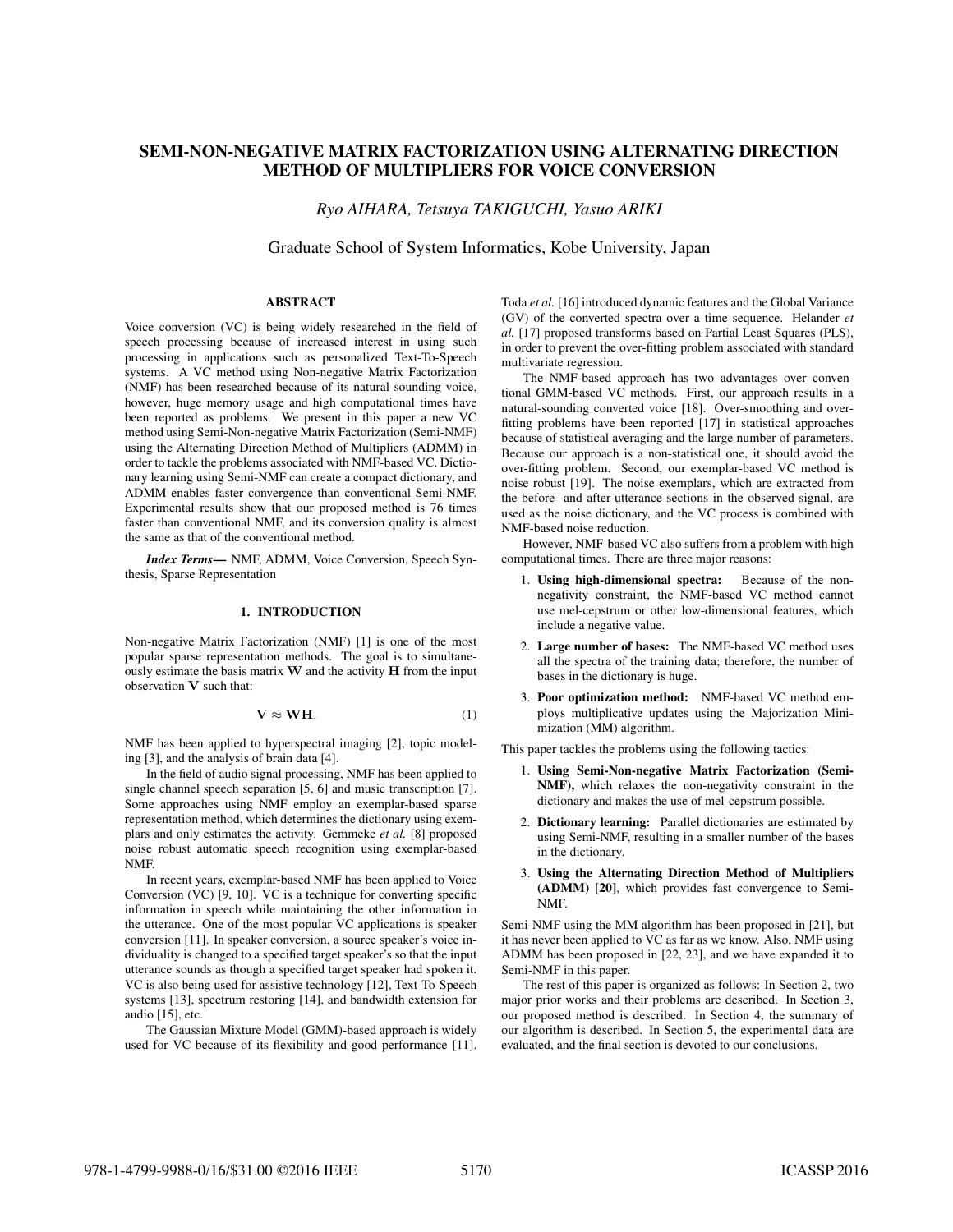# SEMI-NON-NEGATIVE MATRIX FACTORIZATION USING ALTERNATING DIRECTION METHOD OF MULTIPLIERS FOR VOICE CONVERSION

*Ryo AIHARA, Tetsuya TAKIGUCHI, Yasuo ARIKI*

Graduate School of System Informatics, Kobe University, Japan

## ABSTRACT

Voice conversion (VC) is being widely researched in the field of speech processing because of increased interest in using such processing in applications such as personalized Text-To-Speech systems. A VC method using Non-negative Matrix Factorization (NMF) has been researched because of its natural sounding voice, however, huge memory usage and high computational times have been reported as problems. We present in this paper a new VC method using Semi-Non-negative Matrix Factorization (Semi-NMF) using the Alternating Direction Method of Multipliers (ADMM) in order to tackle the problems associated with NMF-based VC. Dictionary learning using Semi-NMF can create a compact dictionary, and ADMM enables faster convergence than conventional Semi-NMF. Experimental results show that our proposed method is 76 times faster than conventional NMF, and its conversion quality is almost the same as that of the conventional method.

***Index Terms*—** NMF, ADMM, Voice Conversion, Speech Synthesis, Sparse Representation

## 1. INTRODUCTION

Non-negative Matrix Factorization (NMF) [1] is one of the most popular sparse representation methods. The goal is to simultaneously estimate the basis matrix $\mathbf{W}$ and the activity $\mathbf{H}$ from the input observation $\mathbf{V}$ such that:

$$\mathbf{V} \approx \mathbf{W}\mathbf{H}. \tag{1}$$

NMF has been applied to hyperspectral imaging [2], topic modeling [3], and the analysis of brain data [4].

In the field of audio signal processing, NMF has been applied to single channel speech separation [5, 6] and music transcription [7]. Some approaches using NMF employ an exemplar-based sparse representation method, which determines the dictionary using exemplars and only estimates the activity. Gemmeke *et al.* [8] proposed noise robust automatic speech recognition using exemplar-based NMF.

In recent years, exemplar-based NMF has been applied to Voice Conversion (VC) [9, 10]. VC is a technique for converting specific information in speech while maintaining the other information in the utterance. One of the most popular VC applications is speaker conversion [11]. In speaker conversion, a source speaker's voice individuality is changed to a specified target speaker's so that the input utterance sounds as though a specified target speaker had spoken it. VC is also being used for assistive technology [12], Text-To-Speech systems [13], spectrum restoring [14], and bandwidth extension for audio [15], etc.

The Gaussian Mixture Model (GMM)-based approach is widely used for VC because of its flexibility and good performance [11]. Toda *et al.* [16] introduced dynamic features and the Global Variance (GV) of the converted spectra over a time sequence. Helander *et al.* [17] proposed transforms based on Partial Least Squares (PLS), in order to prevent the over-fitting problem associated with standard multivariate regression.

The NMF-based approach has two advantages over conventional GMM-based VC methods. First, our approach results in a natural-sounding converted voice [18]. Over-smoothing and over-fitting problems have been reported [17] in statistical approaches because of statistical averaging and the large number of parameters. Because our approach is a non-statistical one, it should avoid the over-fitting problem. Second, our exemplar-based VC method is noise robust [19]. The noise exemplars, which are extracted from the before- and after-utterance sections in the observed signal, are used as the noise dictionary, and the VC process is combined with NMF-based noise reduction.

However, NMF-based VC also suffers from a problem with high computational times. There are three major reasons:

1. **Using high-dimensional spectra:** Because of the non-negativity constraint, the NMF-based VC method cannot use mel-cepstrum or other low-dimensional features, which include a negative value.
2. **Large number of bases:** The NMF-based VC method uses all the spectra of the training data; therefore, the number of bases in the dictionary is huge.
3. **Poor optimization method:** NMF-based VC method employs multiplicative updates using the Majorization Minimization (MM) algorithm.

This paper tackles the problems using the following tactics:

1. **Using Semi-Non-negative Matrix Factorization (Semi-NMF),** which relaxes the non-negativity constraint in the dictionary and makes the use of mel-cepstrum possible.
2. **Dictionary learning:** Parallel dictionaries are estimated by using Semi-NMF, resulting in a smaller number of the bases in the dictionary.
3. **Using the Alternating Direction Method of Multipliers (ADMM) [20],** which provides fast convergence to Semi-NMF.

Semi-NMF using the MM algorithm has been proposed in [21], but it has never been applied to VC as far as we know. Also, NMF using ADMM has been proposed in [22, 23], and we have expanded it to Semi-NMF in this paper.

The rest of this paper is organized as follows: In Section 2, two major prior works and their problems are described. In Section 3, our proposed method is described. In Section 4, the summary of our algorithm is described. In Section 5, the experimental data are evaluated, and the final section is devoted to our conclusions.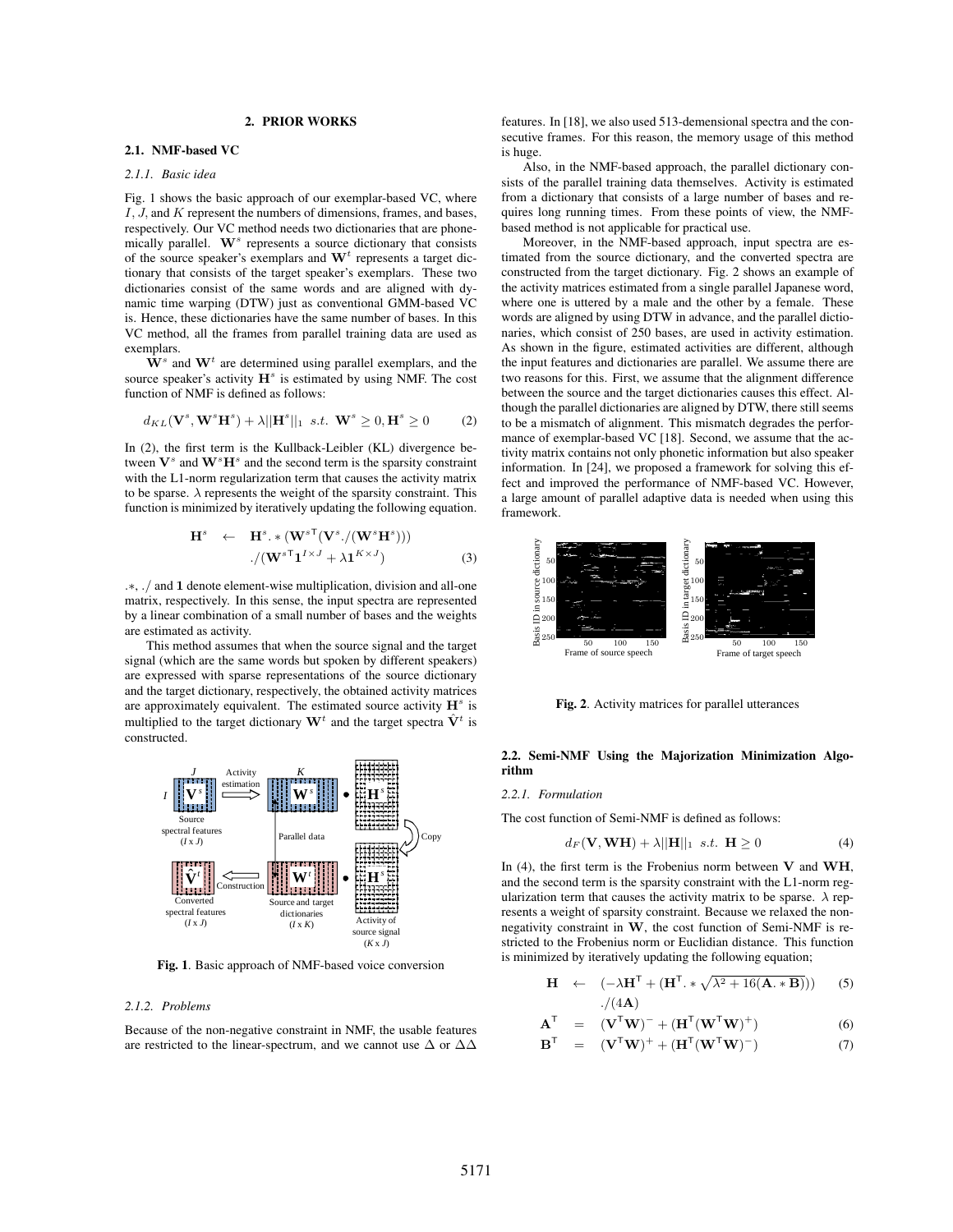## 2. PRIOR WORKS

### 2.1. NMF-based VC

#### 2.1.1. Basic idea

Fig. 1 shows the basic approach of our exemplar-based VC, where $I$, $J$, and $K$ represent the numbers of dimensions, frames, and bases, respectively. Our VC method needs two dictionaries that are phonemically parallel. $\mathbf{W}^s$ represents a source dictionary that consists of the source speaker's exemplars and $\mathbf{W}^t$ represents a target dictionary that consists of the target speaker's exemplars. These two dictionaries consist of the same words and are aligned with dynamic time warping (DTW) just as conventional GMM-based VC is. Hence, these dictionaries have the same number of bases. In this VC method, all the frames from parallel training data are used as exemplars.

$\mathbf{W}^s$ and $\mathbf{W}^t$ are determined using parallel exemplars, and the source speaker's activity $\mathbf{H}^s$ is estimated by using NMF. The cost function of NMF is defined as follows:

$$d_{KL}(\mathbf{V}^s, \mathbf{W}^s\mathbf{H}^s) + \lambda||\mathbf{H}^s||_1 \;\; s.t. \;\; \mathbf{W}^s \geq 0, \mathbf{H}^s \geq 0 \tag{2}$$

In (2), the first term is the Kullback-Leibler (KL) divergence between $\mathbf{V}^s$ and $\mathbf{W}^s\mathbf{H}^s$ and the second term is the sparsity constraint with the L1-norm regularization term that causes the activity matrix to be sparse. $\lambda$ represents the weight of updating the sparsity constraint. This function is minimized by iteratively updating the following equation.

$$\begin{aligned} \mathbf{H}^s \;\; \leftarrow \;\; & \mathbf{H}^s. * (\mathbf{W}^{s\mathsf{T}}(\mathbf{V}^s./(\mathbf{W}^s\mathbf{H}^s))) \\ & ./(\mathbf{W}^{s\mathsf{T}}\mathbf{1}^{I\times J} + \lambda\mathbf{1}^{K\times J}) \end{aligned} \tag{3}$$

$.*$, $./$ and $\mathbf{1}$ denote element-wise multiplication, division and all-one matrix, respectively. In this sense, the input spectra are represented by a linear combination of a small number of bases and the weights are estimated as activity.

This method assumes that when the source signal and the target signal (which are the same words but spoken by different speakers) are expressed with sparse representations of the source dictionary and the target dictionary, respectively, the obtained activity matrices are approximately equivalent. The estimated source activity $\mathbf{H}^s$ is multiplied to the target dictionary $\mathbf{W}^t$ and the target spectra $\hat{\mathbf{V}}^t$ is constructed.

**Fig. 1**. Basic approach of NMF-based voice conversion

#### 2.1.2. Problems

Because of the non-negative constraint in NMF, the usable features are restricted to the linear-spectrum, and we cannot use $\Delta$ or $\Delta\Delta$ features. In [18], we also used 513-demensional spectra and the consecutive frames. For this reason, the memory usage of this method is huge.

Also, in the NMF-based approach, the parallel dictionary consists of the parallel training data themselves. Activity is estimated from a dictionary that consists of a large number of bases and requires long running times. From these points of view, the NMF-based method is not applicable for practical use.

Moreover, in the NMF-based approach, input spectra are estimated from the source dictionary, and the converted spectra are constructed from the target dictionary. Fig. 2 shows an example of the activity matrices estimated from a single parallel Japanese word, where one is uttered by a male and the other by a female. These words are aligned by using DTW in advance, and the parallel dictionaries, which consist of 250 bases, are used in activity estimation. As shown in the figure, estimated activities are different, although the input features and dictionaries are parallel. We assume there are two reasons for this. First, we assume that the alignment difference between the source and the target dictionaries causes this effect. Although the parallel dictionaries are aligned by DTW, there still seems to be a mismatch of alignment. This mismatch degrades the performance of exemplar-based VC [18]. Second, we assume that the activity matrix contains not only phonetic information but also speaker information. In [24], we proposed a framework for solving this effect and improved the performance of NMF-based VC. However, a large amount of parallel adaptive data is needed when using this framework.

**Fig. 2**. Activity matrices for parallel utterances

### 2.2. Semi-NMF Using the Majorization Minimization Algorithm

#### 2.2.1. Formulation

The cost function of Semi-NMF is defined as follows:

$$d_F(\mathbf{V}, \mathbf{W}\mathbf{H}) + \lambda||\mathbf{H}||_1 \;\; s.t. \;\; \mathbf{H} \geq 0 \tag{4}$$

In (4), the first term is the Frobenius norm between $\mathbf{V}$ and $\mathbf{W}\mathbf{H}$, and the second term is the sparsity constraint with the L1-norm regularization term that causes the activity matrix to be sparse. $\lambda$ represents a weight of sparsity constraint. Because we relaxed the nonnegativity constraint in $\mathbf{W}$, the cost function of Semi-NMF is restricted to the Frobenius norm or Euclidian distance. This function is minimized by iteratively updating the following equation;

$$\begin{aligned} \mathbf{H} \;\; \leftarrow \;\; & (-\lambda\mathbf{H}^\mathsf{T} + (\mathbf{H}^\mathsf{T}. * \sqrt{\lambda^2 + 16(\mathbf{A}. * \mathbf{B})})) \\ & ./(4\mathbf{A}) \end{aligned} \tag{5}$$

$$\mathbf{A}^\mathsf{T} \;\; = \;\; (\mathbf{V}^\mathsf{T}\mathbf{W})^- + (\mathbf{H}^\mathsf{T}(\mathbf{W}^\mathsf{T}\mathbf{W})^+) \tag{6}$$

$$\mathbf{B}^\mathsf{T} \;\; = \;\; (\mathbf{V}^\mathsf{T}\mathbf{W})^+ + (\mathbf{H}^\mathsf{T}(\mathbf{W}^\mathsf{T}\mathbf{W})^-) \tag{7}$$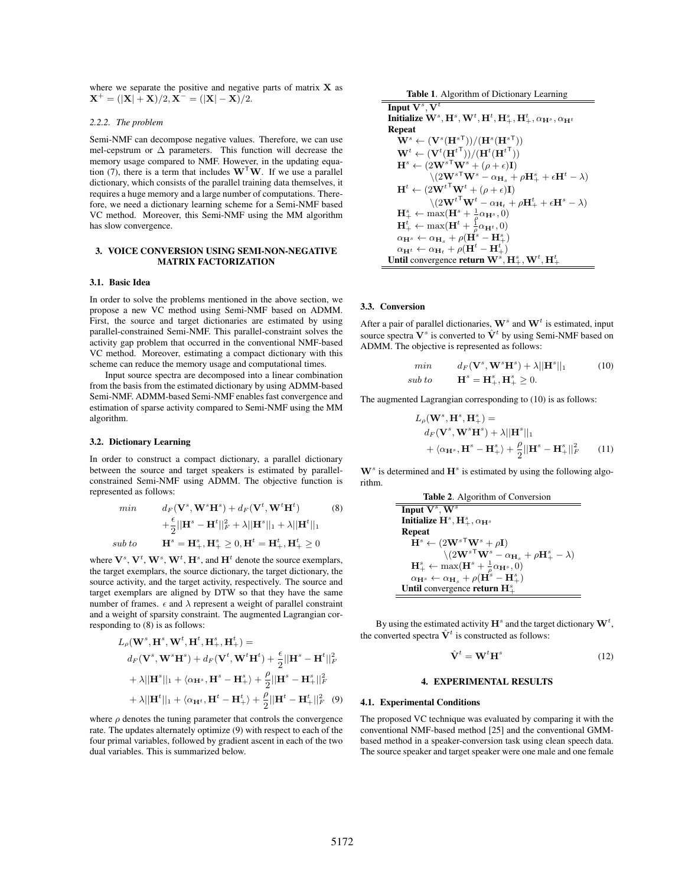where we separate the positive and negative parts of matrix $\mathbf{X}$ as $\mathbf{X}^+ = (|\mathbf{X}| + \mathbf{X})/2, \mathbf{X}^- = (|\mathbf{X}| - \mathbf{X})/2$.

#### 2.2.2. The problem

Semi-NMF can decompose negative values. Therefore, we can use mel-cepstrum or $\Delta$ parameters. This function will decrease the memory usage compared to NMF. However, in the updating equation (7), there is a term that includes $\mathbf{W}^\mathsf{T}\mathbf{W}$. If we use a parallel dictionary, which consists of the parallel training data themselves, it requires a huge memory and a large number of computations. Therefore, we need a dictionary learning scheme for a Semi-NMF based VC method. Moreover, this Semi-NMF using the MM algorithm has slow convergence.

## 3. VOICE CONVERSION USING SEMI-NON-NEGATIVE MATRIX FACTORIZATION

### 3.1. Basic Idea

In order to solve the problems mentioned in the above section, we propose a new VC method using Semi-NMF based on ADMM. First, the source and target dictionaries are estimated by using parallel-constrained Semi-NMF. This parallel-constraint solves the activity gap problem that occurred in the conventional NMF-based VC method. Moreover, estimating a compact dictionary with this scheme can reduce the memory usage and computational times.

Input source spectra are decomposed into a linear combination from the basis from the estimated dictionary by using ADMM-based Semi-NMF. ADMM-based Semi-NMF enables fast convergence and estimation of sparse activity compared to Semi-NMF using the MM algorithm.

### 3.2. Dictionary Learning

In order to construct a compact dictionary, a parallel dictionary between the source and target speakers is estimated by parallel-constrained Semi-NMF using ADMM. The objective function is represented as follows:

$$
\begin{aligned}
min \quad & d_F(\mathbf{V}^s, \mathbf{W}^s\mathbf{H}^s) + d_F(\mathbf{V}^t, \mathbf{W}^t\mathbf{H}^t) \\
& + \frac{\epsilon}{2}||\mathbf{H}^s - \mathbf{H}^t||_F^2 + \lambda||\mathbf{H}^s||_1 + \lambda||\mathbf{H}^t||_1 \\
sub\ to \quad & \mathbf{H}^s = \mathbf{H}^s_+, \mathbf{H}^s_+ \geq 0, \mathbf{H}^t = \mathbf{H}^t_+, \mathbf{H}^t_+ \geq 0
\end{aligned} \tag{8}
$$

where $\mathbf{V}^s$, $\mathbf{V}^t$, $\mathbf{W}^s$, $\mathbf{W}^t$, $\mathbf{H}^s$, and $\mathbf{H}^t$ denote the source exemplars, the target exemplars, the source dictionary, the target dictionary, the source activity, and the target activity, respectively. The source and target exemplars are aligned by DTW so that they have the same number of frames. $\epsilon$ and $\lambda$ represent a weight of parallel constraint and a weight of sparsity constraint. The augmented Lagrangian corresponding to (8) is as follows:

$$
\begin{aligned}
& L_\rho(\mathbf{W}^s, \mathbf{H}^s, \mathbf{W}^t, \mathbf{H}^t, \mathbf{H}^s_+, \mathbf{H}^t_+) = \\
& \quad d_F(\mathbf{V}^s, \mathbf{W}^s\mathbf{H}^s) + d_F(\mathbf{V}^t, \mathbf{W}^t\mathbf{H}^t) + \frac{\epsilon}{2}||\mathbf{H}^s - \mathbf{H}^t||_F^2 \\
& \quad + \lambda||\mathbf{H}^s||_1 + \langle \alpha_{\mathbf{H}^s}, \mathbf{H}^s - \mathbf{H}^s_+ \rangle + \frac{\rho}{2}||\mathbf{H}^s - \mathbf{H}^s_+||_F^2 \\
& \quad + \lambda||\mathbf{H}^t||_1 + \langle \alpha_{\mathbf{H}^t}, \mathbf{H}^t - \mathbf{H}^t_+ \rangle + \frac{\rho}{2}||\mathbf{H}^t - \mathbf{H}^t_+||_F^2
\end{aligned} \tag{9}
$$

where $\rho$ denotes the tuning parameter that controls the convergence rate. The updates alternately optimize (9) with respect to each of the four primal variables, followed by gradient ascent in each of the two dual variables. This is summarized below.

**Table 1.** Algorithm of Dictionary Learning

**Input** $\mathbf{V}^s, \mathbf{V}^t$
**Initialize** $\mathbf{W}^s, \mathbf{H}^s, \mathbf{W}^t, \mathbf{H}^t, \mathbf{H}^s_+, \mathbf{H}^t_+, \alpha_{\mathbf{H}^s}, \alpha_{\mathbf{H}^t}$
**Repeat**
- $\mathbf{W}^s \leftarrow (\mathbf{V}^s(\mathbf{H}^{s\mathsf{T}}))/(\mathbf{H}^s(\mathbf{H}^{s\mathsf{T}}))$
- $\mathbf{W}^t \leftarrow (\mathbf{V}^t(\mathbf{H}^{t\mathsf{T}}))/(\mathbf{H}^t(\mathbf{H}^{t\mathsf{T}}))$
- $\mathbf{H}^s \leftarrow (2\mathbf{W}^{s\mathsf{T}}\mathbf{W}^s + (\rho + \epsilon)\mathbf{I}) \backslash (2\mathbf{W}^{s\mathsf{T}}\mathbf{W}^s - \alpha_{\mathbf{H}_s} + \rho\mathbf{H}^s_+ + \epsilon\mathbf{H}^t - \lambda)$
- $\mathbf{H}^t \leftarrow (2\mathbf{W}^{t\mathsf{T}}\mathbf{W}^t + (\rho + \epsilon)\mathbf{I}) \backslash (2\mathbf{W}^{t\mathsf{T}}\mathbf{W}^t - \alpha_{\mathbf{H}_t} + \rho\mathbf{H}^t_+ + \epsilon\mathbf{H}^s - \lambda)$
- $\mathbf{H}^s_+ \leftarrow \max(\mathbf{H}^s + \frac{1}{\rho}\alpha_{\mathbf{H}^s}, 0)$
- $\mathbf{H}^t_+ \leftarrow \max(\mathbf{H}^t + \frac{1}{\rho}\alpha_{\mathbf{H}^t}, 0)$
- $\alpha_{\mathbf{H}^s} \leftarrow \alpha_{\mathbf{H}_s} + \rho(\mathbf{H}^s - \mathbf{H}^s_+)$
- $\alpha_{\mathbf{H}^t} \leftarrow \alpha_{\mathbf{H}_t} + \rho(\mathbf{H}^t - \mathbf{H}^t_+)$

**Until** convergence **return** $\mathbf{W}^s, \mathbf{H}^s_+, \mathbf{W}^t, \mathbf{H}^t_+$

### 3.3. Conversion

After a pair of parallel dictionaries, $\mathbf{W}^s$ and $\mathbf{W}^t$ is estimated, input source spectra $\mathbf{V}^s$ is converted to $\hat{\mathbf{V}}^t$ by using Semi-NMF based on ADMM. The objective is represented as follows:

$$
\begin{aligned}
min \quad & d_F(\mathbf{V}^s, \mathbf{W}^s\mathbf{H}^s) + \lambda||\mathbf{H}^s||_1 \\
sub\ to \quad & \mathbf{H}^s = \mathbf{H}^s_+, \mathbf{H}^s_+ \geq 0.
\end{aligned} \tag{10}
$$

The augmented Lagrangian corresponding to (10) is as follows:

$$
\begin{aligned}
& L_\rho(\mathbf{W}^s, \mathbf{H}^s, \mathbf{H}^s_+) = \\
& \quad d_F(\mathbf{V}^s, \mathbf{W}^s\mathbf{H}^s) + \lambda||\mathbf{H}^s||_1 \\
& \quad + \langle \alpha_{\mathbf{H}^s}, \mathbf{H}^s - \mathbf{H}^s_+ \rangle + \frac{\rho}{2}||\mathbf{H}^s - \mathbf{H}^s_+||_F^2
\end{aligned} \tag{11}
$$

$\mathbf{W}^s$ is determined and $\mathbf{H}^s$ is estimated by using the following algorithm.

**Table 2.** Algorithm of Conversion

**Input** $\mathbf{V}^s, \mathbf{W}^s$
**Initialize** $\mathbf{H}^s, \mathbf{H}^s_+, \alpha_{\mathbf{H}^s}$
**Repeat**
- $\mathbf{H}^s \leftarrow (2\mathbf{W}^{s\mathsf{T}}\mathbf{W}^s + \rho\mathbf{I}) \backslash (2\mathbf{W}^{s\mathsf{T}}\mathbf{W}^s - \alpha_{\mathbf{H}_s} + \rho\mathbf{H}^s_+ - \lambda)$
- $\mathbf{H}^s_+ \leftarrow \max(\mathbf{H}^s + \frac{1}{\rho}\alpha_{\mathbf{H}^s}, 0)$
- $\alpha_{\mathbf{H}^s} \leftarrow \alpha_{\mathbf{H}_s} + \rho(\mathbf{H}^s - \mathbf{H}^s_+)$

**Until** convergence **return** $\mathbf{H}^s_+$

By using the estimated activity $\mathbf{H}^s$ and the target dictionary $\mathbf{W}^t$, the converted spectra $\hat{\mathbf{V}}^t$ is constructed as follows:

$$
\hat{\mathbf{V}}^t = \mathbf{W}^t\mathbf{H}^s \tag{12}
$$

## 4. EXPERIMENTAL RESULTS

### 4.1. Experimental Conditions

The proposed VC technique was evaluated by comparing it with the conventional NMF-based method [25] and the conventional GMM-based method in a speaker-conversion task using clean speech data. The source speaker and target speaker were one male and one female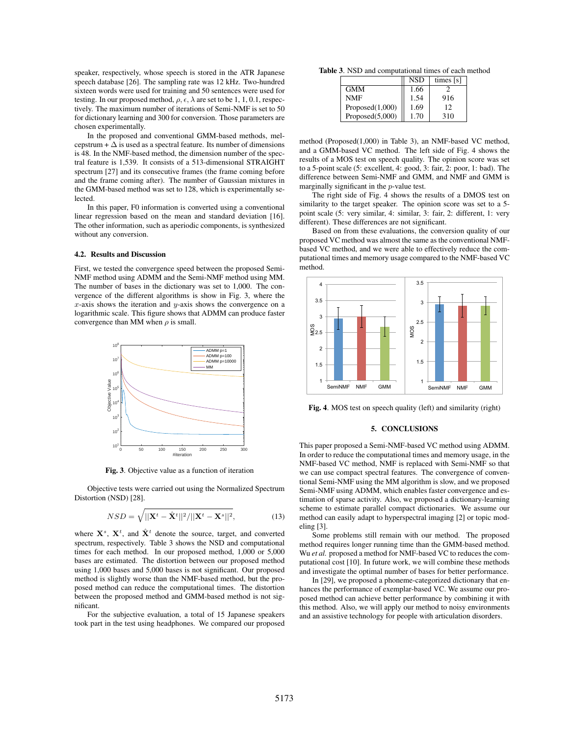speaker, respectively, whose speech is stored in the ATR Japanese speech database [26]. The sampling rate was 12 kHz. Two-hundred sixteen words were used for training and 50 sentences were used for testing. In our proposed method, $\rho, \epsilon, \lambda$ are set to be 1, 1, 0.1, respectively. The maximum number of iterations of Semi-NMF is set to 50 for dictionary learning and 300 for conversion. Those parameters are chosen experimentally.

In the proposed and conventional GMM-based methods, mel-cepstrum + $\Delta$ is used as a spectral feature. Its number of dimensions is 48. In the NMF-based method, the dimension number of the spectral feature is 1,539. It consists of a 513-dimensional STRAIGHT spectrum [27] and its consecutive frames (the frame coming before and the frame coming after). The number of Gaussian mixtures in the GMM-based method was set to 128, which is experimentally selected.

In this paper, F0 information is converted using a conventional linear regression based on the mean and standard deviation [16]. The other information, such as aperiodic components, is synthesized without any conversion.

### 4.2. Results and Discussion

First, we tested the convergence speed between the proposed Semi-NMF method using ADMM and the Semi-NMF method using MM. The number of bases in the dictionary was set to 1,000. The convergence of the different algorithms is show in Fig. 3, where the $x$-axis shows the iteration and $y$-axis shows the convergence on a logarithmic scale. This figure shows that ADMM can produce faster convergence than MM when $\rho$ is small.

**Fig. 3**. Objective value as a function of iteration

Objective tests were carried out using the Normalized Spectrum Distortion (NSD) [28].

$$NSD = \sqrt{||\mathbf{X}^t - \hat{\mathbf{X}}^t||^2 / ||\mathbf{X}^t - \mathbf{X}^s||^2}, \tag{13}$$

where $\mathbf{X}^s$, $\mathbf{X}^t$, and $\hat{\mathbf{X}}^t$ denote the source, target, and converted spectrum, respectively. Table 3 shows the NSD and computational times for each method. In our proposed method, 1,000 or 5,000 bases are estimated. The distortion between our proposed method using 1,000 bases and 5,000 bases is not significant. Our proposed method is slightly worse than the NMF-based method, but the proposed method can reduce the computational times. The distortion between the proposed method and GMM-based method is not significant.

For the subjective evaluation, a total of 15 Japanese speakers took part in the test using headphones. We compared our proposed method (Proposed(1,000) in Table 3), an NMF-based VC method, and a GMM-based VC method. The left side of Fig. 4 shows the results of a MOS test on speech quality. The opinion score was set to a 5-point scale (5: excellent, 4: good, 3: fair, 2: poor, 1: bad). The difference between Semi-NMF and GMM, and NMF and GMM is marginally significant in the $p$-value test.

**Table 3**. NSD and computational times of each method

| | NSD | times [s] |
|---|---|---|
| GMM | 1.66 | 2 |
| NMF | 1.54 | 916 |
| Proposed(1,000) | 1.69 | 12 |
| Proposed(5,000) | 1.70 | 310 |

The right side of Fig. 4 shows the results of a DMOS test on similarity to the target speaker. The opinion score was set to a 5-point scale (5: very similar, 4: similar, 3: fair, 2: different, 1: very different). These differences are not significant.

Based on from these evaluations, the conversion quality of our proposed VC method was almost the same as the conventional NMF-based VC method, and we were able to effectively reduce the computational times and memory usage compared to the NMF-based VC method.

**Fig. 4**. MOS test on speech quality (left) and similarity (right)

## 5. CONCLUSIONS

This paper proposed a Semi-NMF-based VC method using ADMM. In order to reduce the computational times and memory usage, in the NMF-based VC method, NMF is replaced with Semi-NMF so that we can use compact spectral features. The convergence of conventional Semi-NMF using the MM algorithm is slow, and we proposed Semi-NMF using ADMM, which enables faster convergence and estimation of sparse activity. Also, we proposed a dictionary-learning scheme to estimate parallel compact dictionaries. We assume our method can easily adapt to hyperspectral imaging [2] or topic modeling [3].

Some problems still remain with our method. The proposed method requires longer running time than the GMM-based method. Wu *et al.* proposed a method for NMF-based VC to reduces the computational cost [10]. In future work, we will combine these methods and investigate the optimal number of bases for better performance.

In [29], we proposed a phoneme-categorized dictionary that enhances the performance of exemplar-based VC. We assume our proposed method can achieve better performance by combining it with this method. Also, we will apply our method to noisy environments and an assistive technology for people with articulation disorders.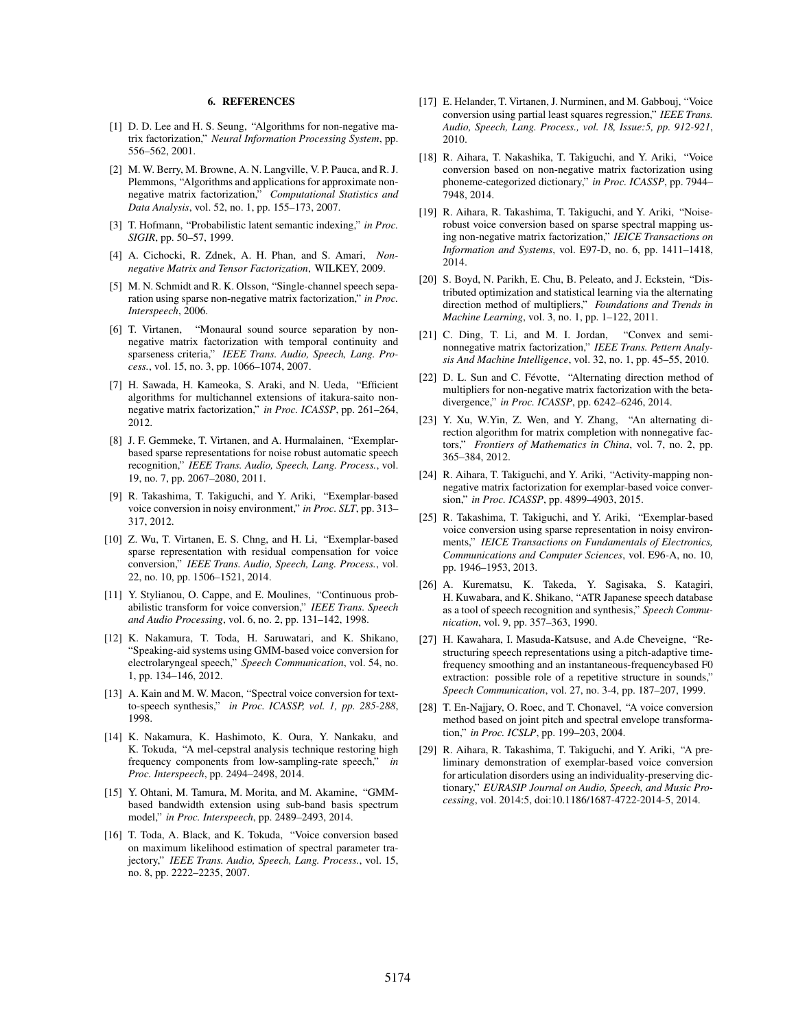## 6. REFERENCES

[1] D. D. Lee and H. S. Seung, "Algorithms for non-negative matrix factorization," *Neural Information Processing System*, pp. 556–562, 2001.

[2] M. W. Berry, M. Browne, A. N. Langville, V. P. Pauca, and R. J. Plemmons, "Algorithms and applications for approximate nonnegative matrix factorization," *Computational Statistics and Data Analysis*, vol. 52, no. 1, pp. 155–173, 2007.

[3] T. Hofmann, "Probabilistic latent semantic indexing," *in Proc. SIGIR*, pp. 50–57, 1999.

[4] A. Cichocki, R. Zdnek, A. H. Phan, and S. Amari, *Nonnegative Matrix and Tensor Factorization*, WILKEY, 2009.

[5] M. N. Schmidt and R. K. Olsson, "Single-channel speech separation using sparse non-negative matrix factorization," *in Proc. Interspeech*, 2006.

[6] T. Virtanen, "Monaural sound source separation by nonnegative matrix factorization with temporal continuity and sparseness criteria," *IEEE Trans. Audio, Speech, Lang. Process.*, vol. 15, no. 3, pp. 1066–1074, 2007.

[7] H. Sawada, H. Kameoka, S. Araki, and N. Ueda, "Efficient algorithms for multichannel extensions of itakura-saito nonnegative matrix factorization," *in Proc. ICASSP*, pp. 261–264, 2012.

[8] J. F. Gemmeke, T. Virtanen, and A. Hurmalainen, "Exemplar-based sparse representations for noise robust automatic speech recognition," *IEEE Trans. Audio, Speech, Lang. Process.*, vol. 19, no. 7, pp. 2067–2080, 2011.

[9] R. Takashima, T. Takiguchi, and Y. Ariki, "Exemplar-based voice conversion in noisy environment," *in Proc. SLT*, pp. 313–317, 2012.

[10] Z. Wu, T. Virtanen, E. S. Chng, and H. Li, "Exemplar-based sparse representation with residual compensation for voice conversion," *IEEE Trans. Audio, Speech, Lang. Process.*, vol. 22, no. 10, pp. 1506–1521, 2014.

[11] Y. Stylianou, O. Cappe, and E. Moulines, "Continuous probabilistic transform for voice conversion," *IEEE Trans. Speech and Audio Processing*, vol. 6, no. 2, pp. 131–142, 1998.

[12] K. Nakamura, T. Toda, H. Saruwatari, and K. Shikano, "Speaking-aid systems using GMM-based voice conversion for electrolaryngeal speech," *Speech Communication*, vol. 54, no. 1, pp. 134–146, 2012.

[13] A. Kain and M. W. Macon, "Spectral voice conversion for text-to-speech synthesis," *in Proc. ICASSP, vol. 1, pp. 285-288*, 1998.

[14] K. Nakamura, K. Hashimoto, K. Oura, Y. Nankaku, and K. Tokuda, "A mel-cepstral analysis technique restoring high frequency components from low-sampling-rate speech," *in Proc. Interspeech*, pp. 2494–2498, 2014.

[15] Y. Ohtani, M. Tamura, M. Morita, and M. Akamine, "GMM-based bandwidth extension using sub-band basis spectrum model," *in Proc. Interspeech*, pp. 2489–2493, 2014.

[16] T. Toda, A. Black, and K. Tokuda, "Voice conversion based on maximum likelihood estimation of spectral parameter trajectory," *IEEE Trans. Audio, Speech, Lang. Process.*, vol. 15, no. 8, pp. 2222–2235, 2007.

[17] E. Helander, T. Virtanen, J. Nurminen, and M. Gabbouj, "Voice conversion using partial least squares regression," *IEEE Trans. Audio, Speech, Lang. Process., vol. 18, Issue:5, pp. 912-921*, 2010.

[18] R. Aihara, T. Nakashika, T. Takiguchi, and Y. Ariki, "Voice conversion based on non-negative matrix factorization using phoneme-categorized dictionary," *in Proc. ICASSP*, pp. 7944–7948, 2014.

[19] R. Aihara, R. Takashima, T. Takiguchi, and Y. Ariki, "Noise-robust voice conversion based on sparse spectral mapping using non-negative matrix factorization," *IEICE Transactions on Information and Systems*, vol. E97-D, no. 6, pp. 1411–1418, 2014.

[20] S. Boyd, N. Parikh, E. Chu, B. Peleato, and J. Eckstein, "Distributed optimization and statistical learning via the alternating direction method of multipliers," *Foundations and Trends in Machine Learning*, vol. 3, no. 1, pp. 1–122, 2011.

[21] C. Ding, T. Li, and M. I. Jordan, "Convex and semi-nonnegative matrix factorization," *IEEE Trans. Pettern Analysis And Machine Intelligence*, vol. 32, no. 1, pp. 45–55, 2010.

[22] D. L. Sun and C. Févotte, "Alternating direction method of multipliers for non-negative matrix factorization with the beta-divergence," *in Proc. ICASSP*, pp. 6242–6246, 2014.

[23] Y. Xu, W.Yin, Z. Wen, and Y. Zhang, "An alternating direction algorithm for matrix completion with nonnegative factors," *Frontiers of Mathematics in China*, vol. 7, no. 2, pp. 365–384, 2012.

[24] R. Aihara, T. Takiguchi, and Y. Ariki, "Activity-mapping non-negative matrix factorization for exemplar-based voice conversion," *in Proc. ICASSP*, pp. 4899–4903, 2015.

[25] R. Takashima, T. Takiguchi, and Y. Ariki, "Exemplar-based voice conversion using sparse representation in noisy environments," *IEICE Transactions on Fundamentals of Electronics, Communications and Computer Sciences*, vol. E96-A, no. 10, pp. 1946–1953, 2013.

[26] A. Kurematsu, K. Takeda, Y. Sagisaka, S. Katagiri, H. Kuwabara, and K. Shikano, "ATR Japanese speech database as a tool of speech recognition and synthesis," *Speech Communication*, vol. 9, pp. 357–363, 1990.

[27] H. Kawahara, I. Masuda-Katsuse, and A.de Cheveigne, "Restructuring speech representations using a pitch-adaptive time-frequency smoothing and an instantaneous-frequencybased F0 extraction: possible role of a repetitive structure in sounds," *Speech Communication*, vol. 27, no. 3-4, pp. 187–207, 1999.

[28] T. En-Najjary, O. Roec, and T. Chonavel, "A voice conversion method based on joint pitch and spectral envelope transformation," *in Proc. ICSLP*, pp. 199–203, 2004.

[29] R. Aihara, R. Takashima, T. Takiguchi, and Y. Ariki, "A preliminary demonstration of exemplar-based voice conversion for articulation disorders using an individuality-preserving dictionary," *EURASIP Journal on Audio, Speech, and Music Processing*, vol. 2014:5, doi:10.1186/1687-4722-2014-5, 2014.